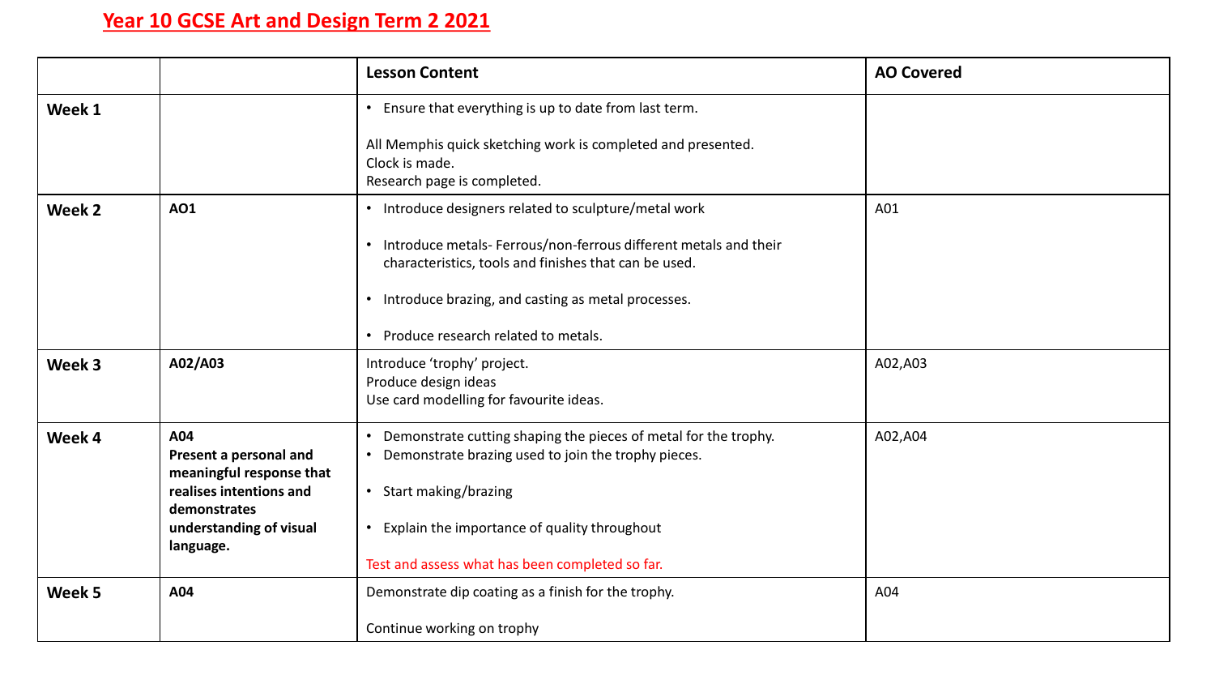# Year 10 GCSE Art and Design Term 2 2021

| | | Lesson Content | AO Covered |
|---|---|---|---|
| **Week 1** | | • Ensure that everything is up to date from last term.<br><br>All Memphis quick sketching work is completed and presented.<br>Clock is made.<br>Research page is completed. | |
| **Week 2** | **AO1** | • Introduce designers related to sculpture/metal work<br><br>• Introduce metals- Ferrous/non-ferrous different metals and their characteristics, tools and finishes that can be used.<br><br>• Introduce brazing, and casting as metal processes.<br><br>• Produce research related to metals. | A01 |
| **Week 3** | **A02/A03** | Introduce 'trophy' project.<br>Produce design ideas<br>Use card modelling for favourite ideas. | A02,A03 |
| **Week 4** | **A04**<br>**Present a personal and meaningful response that realises intentions and demonstrates understanding of visual language.** | • Demonstrate cutting shaping the pieces of metal for the trophy.<br>• Demonstrate brazing used to join the trophy pieces.<br><br>• Start making/brazing<br><br>• Explain the importance of quality throughout<br><br>Test and assess what has been completed so far. | A02,A04 |
| **Week 5** | **A04** | Demonstrate dip coating as a finish for the trophy.<br><br>Continue working on trophy | A04 |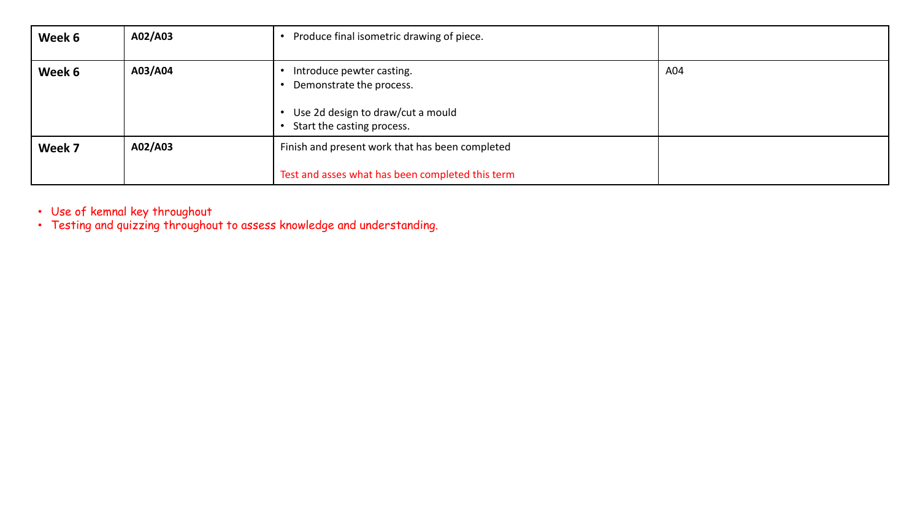| | | | |
|---|---|---|---|
| **Week 6** | **A02/A03** | • Produce final isometric drawing of piece. | |
| **Week 6** | **A03/A04** | • Introduce pewter casting.<br>• Demonstrate the process.<br><br>• Use 2d design to draw/cut a mould<br>• Start the casting process. | A04 |
| **Week 7** | **A02/A03** | Finish and present work that has been completed<br><br>Test and asses what has been completed this term | |

- Use of kemnal key throughout
- Testing and quizzing throughout to assess knowledge and understanding.